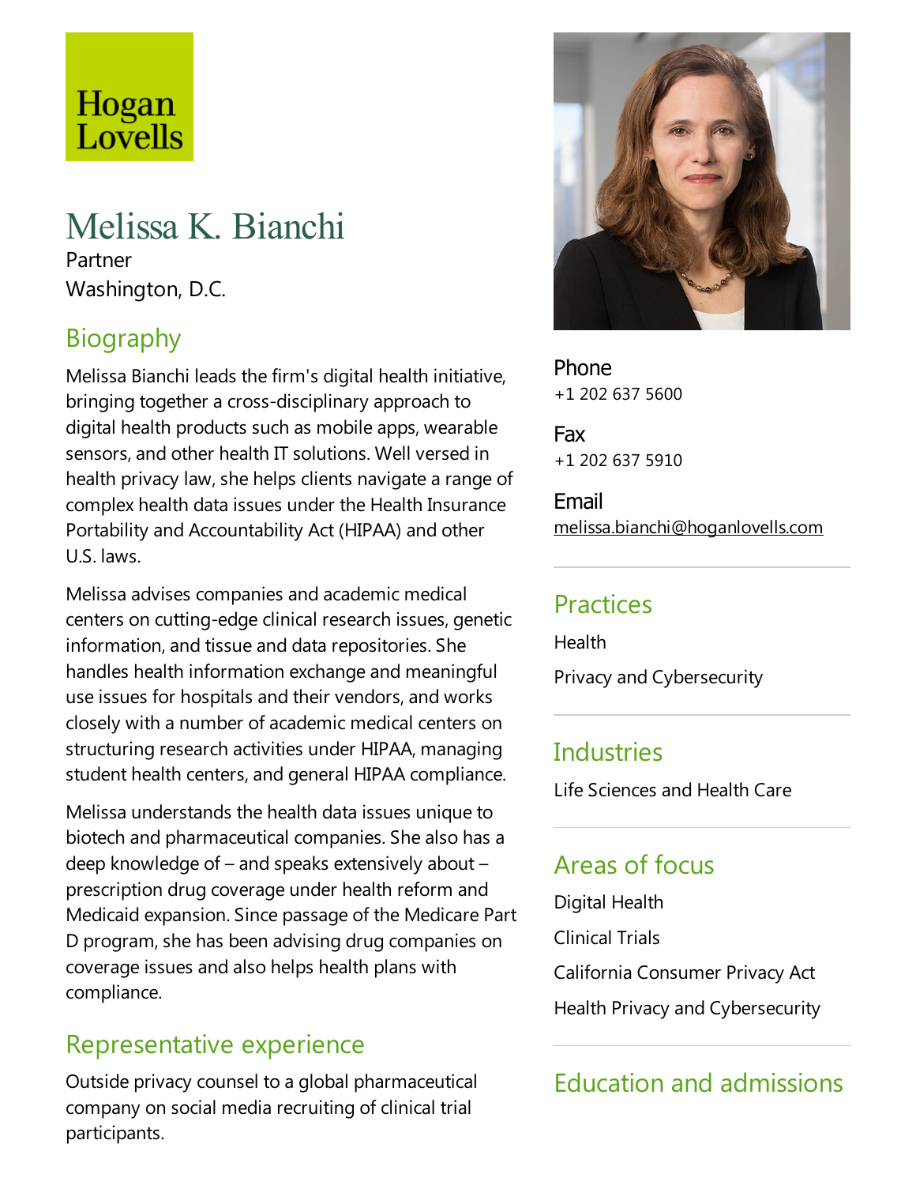Hogan Lovells

# Melissa K. Bianchi

Partner

Washington, D.C.

## Biography

Melissa Bianchi leads the firm's digital health initiative, bringing together a cross-disciplinary approach to digital health products such as mobile apps, wearable sensors, and other health IT solutions. Well versed in health privacy law, she helps clients navigate a range of complex health data issues under the Health Insurance Portability and Accountability Act (HIPAA) and other U.S. laws.

Melissa advises companies and academic medical centers on cutting-edge clinical research issues, genetic information, and tissue and data repositories. She handles health information exchange and meaningful use issues for hospitals and their vendors, and works closely with a number of academic medical centers on structuring research activities under HIPAA, managing student health centers, and general HIPAA compliance.

Melissa understands the health data issues unique to biotech and pharmaceutical companies. She also has a deep knowledge of – and speaks extensively about – prescription drug coverage under health reform and Medicaid expansion. Since passage of the Medicare Part D program, she has been advising drug companies on coverage issues and also helps health plans with compliance.

## Representative experience

Outside privacy counsel to a global pharmaceutical company on social media recruiting of clinical trial participants.

**Phone**
+1 202 637 5600

**Fax**
+1 202 637 5910

**Email**
melissa.bianchi@hoganlovells.com

## Practices

Health

Privacy and Cybersecurity

## Industries

Life Sciences and Health Care

## Areas of focus

Digital Health

Clinical Trials

California Consumer Privacy Act

Health Privacy and Cybersecurity

## Education and admissions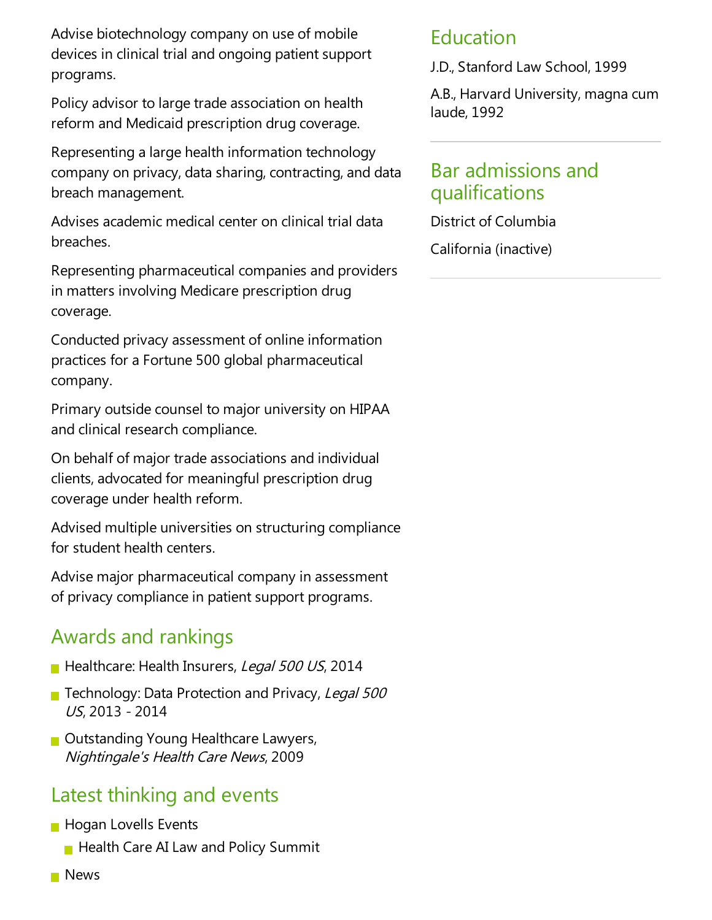Advise biotechnology company on use of mobile devices in clinical trial and ongoing patient support programs.

Policy advisor to large trade association on health reform and Medicaid prescription drug coverage.

Representing a large health information technology company on privacy, data sharing, contracting, and data breach management.

Advises academic medical center on clinical trial data breaches.

Representing pharmaceutical companies and providers in matters involving Medicare prescription drug coverage.

Conducted privacy assessment of online information practices for a Fortune 500 global pharmaceutical company.

Primary outside counsel to major university on HIPAA and clinical research compliance.

On behalf of major trade associations and individual clients, advocated for meaningful prescription drug coverage under health reform.

Advised multiple universities on structuring compliance for student health centers.

Advise major pharmaceutical company in assessment of privacy compliance in patient support programs.

## Awards and rankings

- Healthcare: Health Insurers, *Legal 500 US*, 2014
- Technology: Data Protection and Privacy, *Legal 500 US*, 2013 - 2014
- Outstanding Young Healthcare Lawyers, *Nightingale's Health Care News*, 2009

## Latest thinking and events

- Hogan Lovells Events
  - Health Care AI Law and Policy Summit
- News

## Education

J.D., Stanford Law School, 1999

A.B., Harvard University, magna cum laude, 1992

## Bar admissions and qualifications

District of Columbia

California (inactive)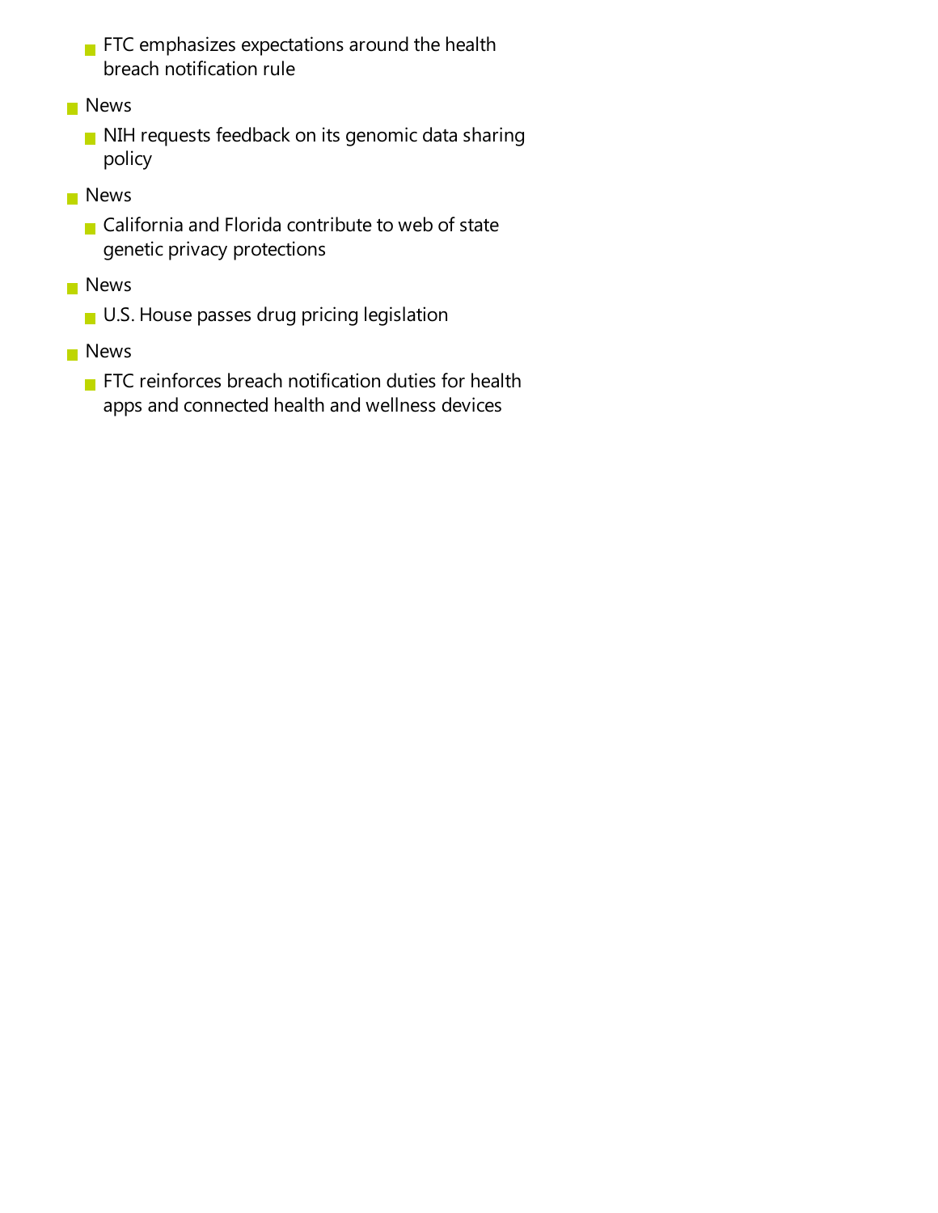- FTC emphasizes expectations around the health breach notification rule
- News
    - NIH requests feedback on its genomic data sharing policy
- News
    - California and Florida contribute to web of state genetic privacy protections
- News
    - U.S. House passes drug pricing legislation
- News
    - FTC reinforces breach notification duties for health apps and connected health and wellness devices